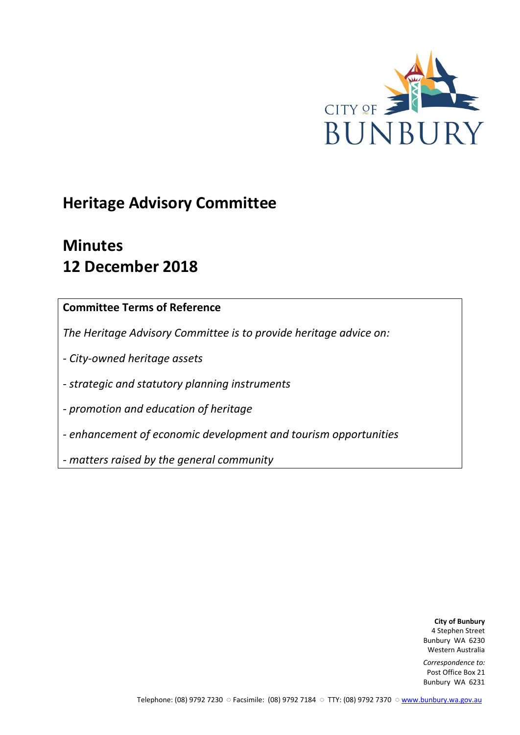CITY OF BUNBURY

# Heritage Advisory Committee

# Minutes
# 12 December 2018

**Committee Terms of Reference**

*The Heritage Advisory Committee is to provide heritage advice on:*

*- City-owned heritage assets*

*- strategic and statutory planning instruments*

*- promotion and education of heritage*

*- enhancement of economic development and tourism opportunities*

*- matters raised by the general community*

**City of Bunbury**
4 Stephen Street
Bunbury WA 6230
Western Australia

*Correspondence to:*
Post Office Box 21
Bunbury WA 6231

Telephone: (08) 9792 7230 ○ Facsimile: (08) 9792 7184 ○ TTY: (08) 9792 7370 ○ www.bunbury.wa.gov.au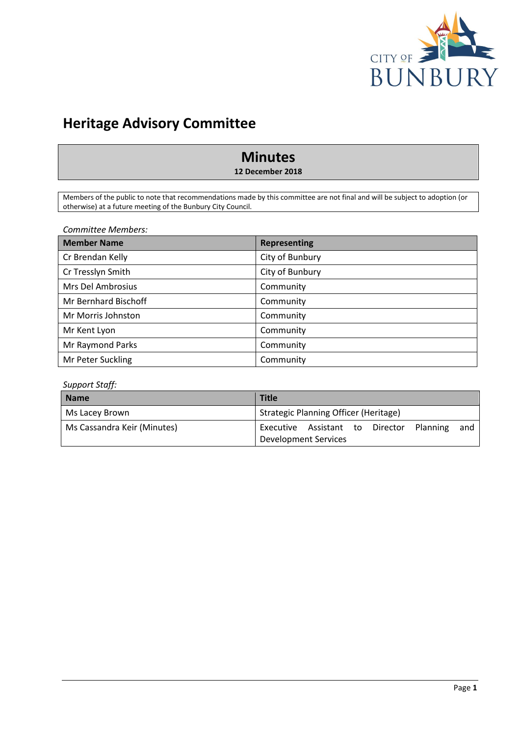# Heritage Advisory Committee

## Minutes

**12 December 2018**

Members of the public to note that recommendations made by this committee are not final and will be subject to adoption (or otherwise) at a future meeting of the Bunbury City Council.

*Committee Members:*

| Member Name | Representing |
|---|---|
| Cr Brendan Kelly | City of Bunbury |
| Cr Tresslyn Smith | City of Bunbury |
| Mrs Del Ambrosius | Community |
| Mr Bernhard Bischoff | Community |
| Mr Morris Johnston | Community |
| Mr Kent Lyon | Community |
| Mr Raymond Parks | Community |
| Mr Peter Suckling | Community |

*Support Staff:*

| Name | Title |
|---|---|
| Ms Lacey Brown | Strategic Planning Officer (Heritage) |
| Ms Cassandra Keir (Minutes) | Executive Assistant to Director Planning and Development Services |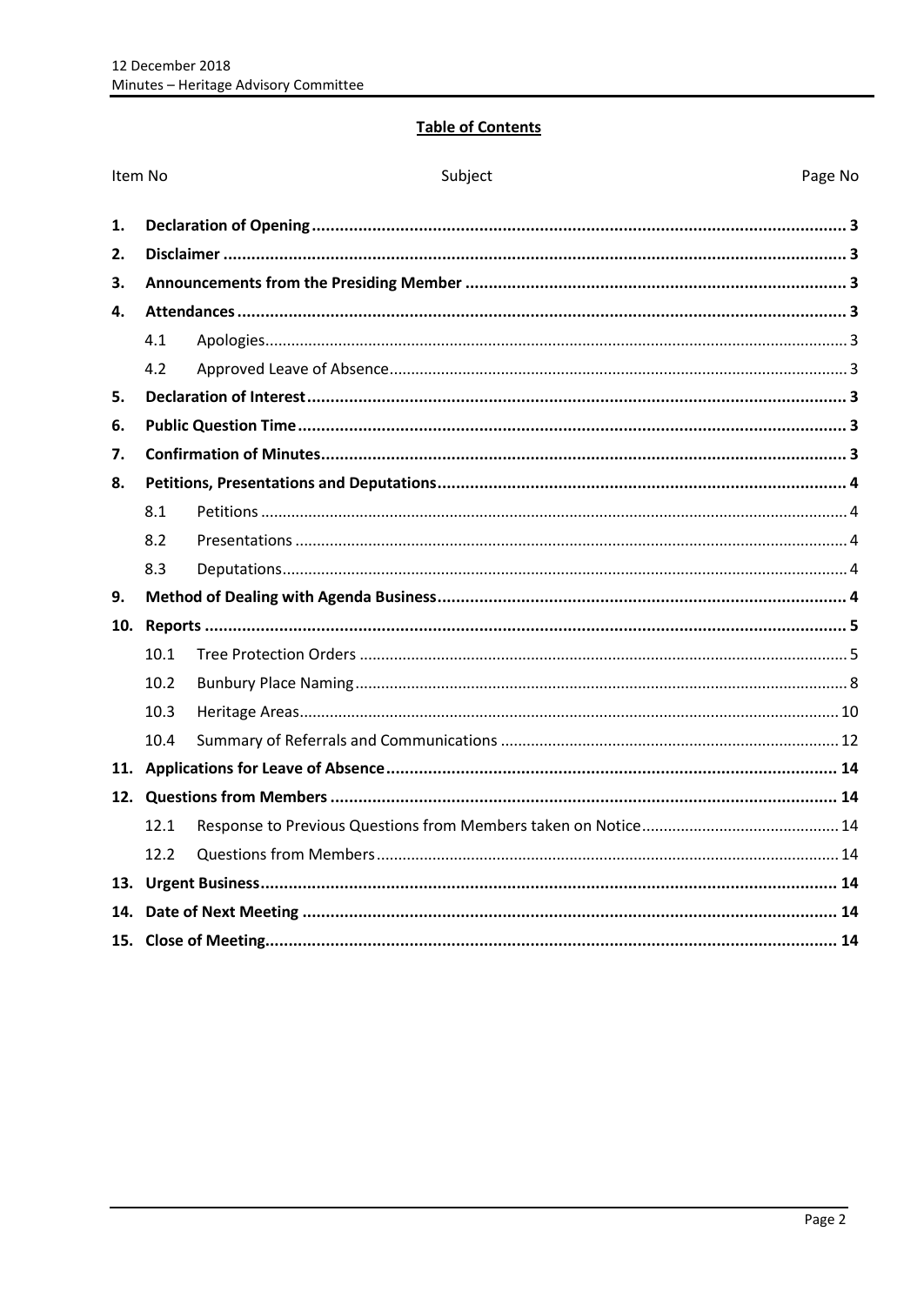## Table of Contents

| Item No | | Subject | Page No |
|---|---|---|---|
| **1.** | | **Declaration of Opening** | **3** |
| **2.** | | **Disclaimer** | **3** |
| **3.** | | **Announcements from the Presiding Member** | **3** |
| **4.** | | **Attendances** | **3** |
| | 4.1 | Apologies | 3 |
| | 4.2 | Approved Leave of Absence | 3 |
| **5.** | | **Declaration of Interest** | **3** |
| **6.** | | **Public Question Time** | **3** |
| **7.** | | **Confirmation of Minutes** | **3** |
| **8.** | | **Petitions, Presentations and Deputations** | **4** |
| | 8.1 | Petitions | 4 |
| | 8.2 | Presentations | 4 |
| | 8.3 | Deputations | 4 |
| **9.** | | **Method of Dealing with Agenda Business** | **4** |
| **10.** | | **Reports** | **5** |
| | 10.1 | Tree Protection Orders | 5 |
| | 10.2 | Bunbury Place Naming | 8 |
| | 10.3 | Heritage Areas | 10 |
| | 10.4 | Summary of Referrals and Communications | 12 |
| **11.** | | **Applications for Leave of Absence** | **14** |
| **12.** | | **Questions from Members** | **14** |
| | 12.1 | Response to Previous Questions from Members taken on Notice | 14 |
| | 12.2 | Questions from Members | 14 |
| **13.** | | **Urgent Business** | **14** |
| **14.** | | **Date of Next Meeting** | **14** |
| **15.** | | **Close of Meeting** | **14** |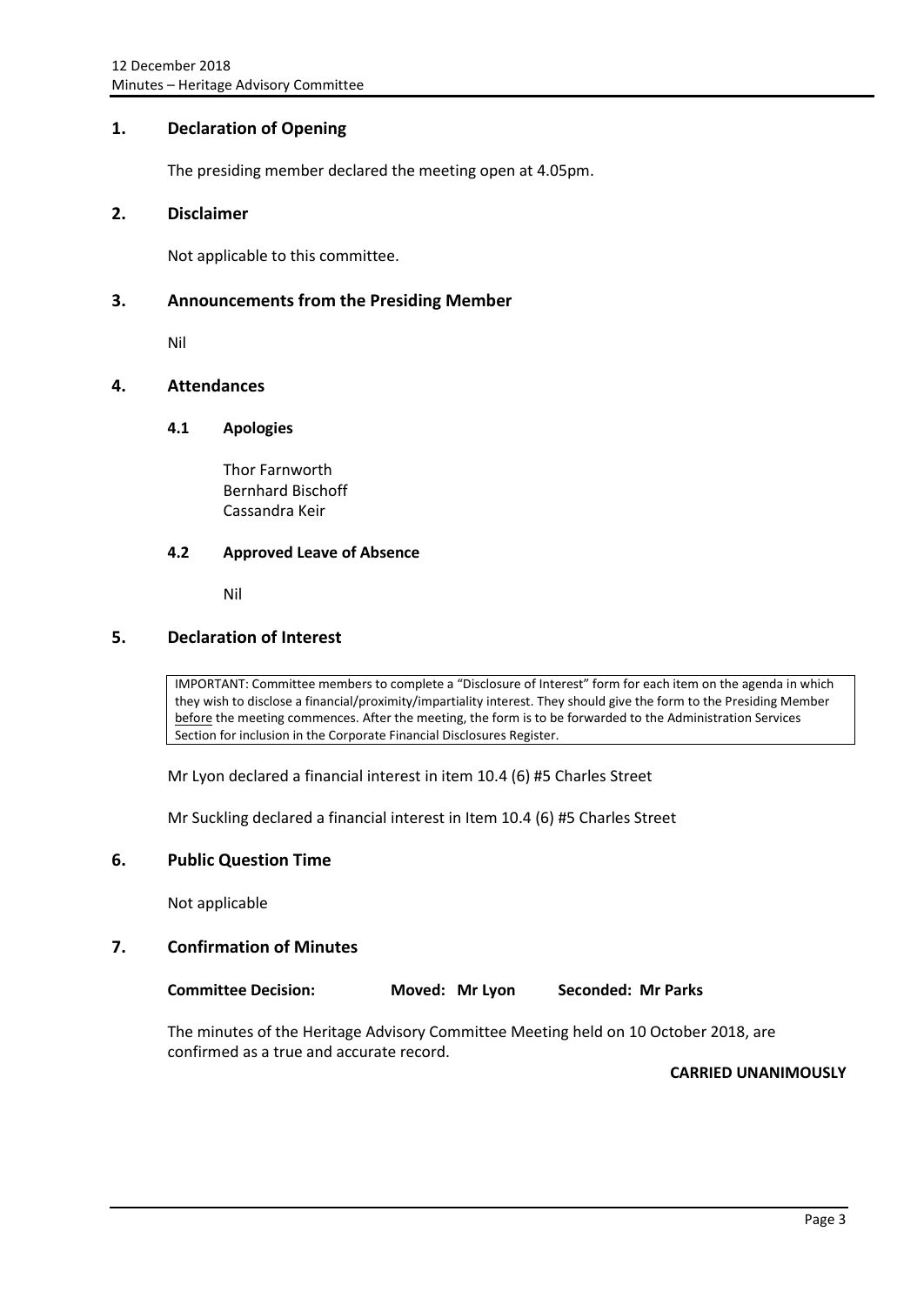## 1. Declaration of Opening

The presiding member declared the meeting open at 4.05pm.

## 2. Disclaimer

Not applicable to this committee.

## 3. Announcements from the Presiding Member

Nil

## 4. Attendances

### 4.1 Apologies

Thor Farnworth
Bernhard Bischoff
Cassandra Keir

### 4.2 Approved Leave of Absence

Nil

## 5. Declaration of Interest

IMPORTANT: Committee members to complete a "Disclosure of Interest" form for each item on the agenda in which they wish to disclose a financial/proximity/impartiality interest. They should give the form to the Presiding Member before the meeting commences. After the meeting, the form is to be forwarded to the Administration Services Section for inclusion in the Corporate Financial Disclosures Register.

Mr Lyon declared a financial interest in item 10.4 (6) #5 Charles Street

Mr Suckling declared a financial interest in Item 10.4 (6) #5 Charles Street

## 6. Public Question Time

Not applicable

## 7. Confirmation of Minutes

**Committee Decision:** **Moved: Mr Lyon** **Seconded: Mr Parks**

The minutes of the Heritage Advisory Committee Meeting held on 10 October 2018, are confirmed as a true and accurate record.

**CARRIED UNANIMOUSLY**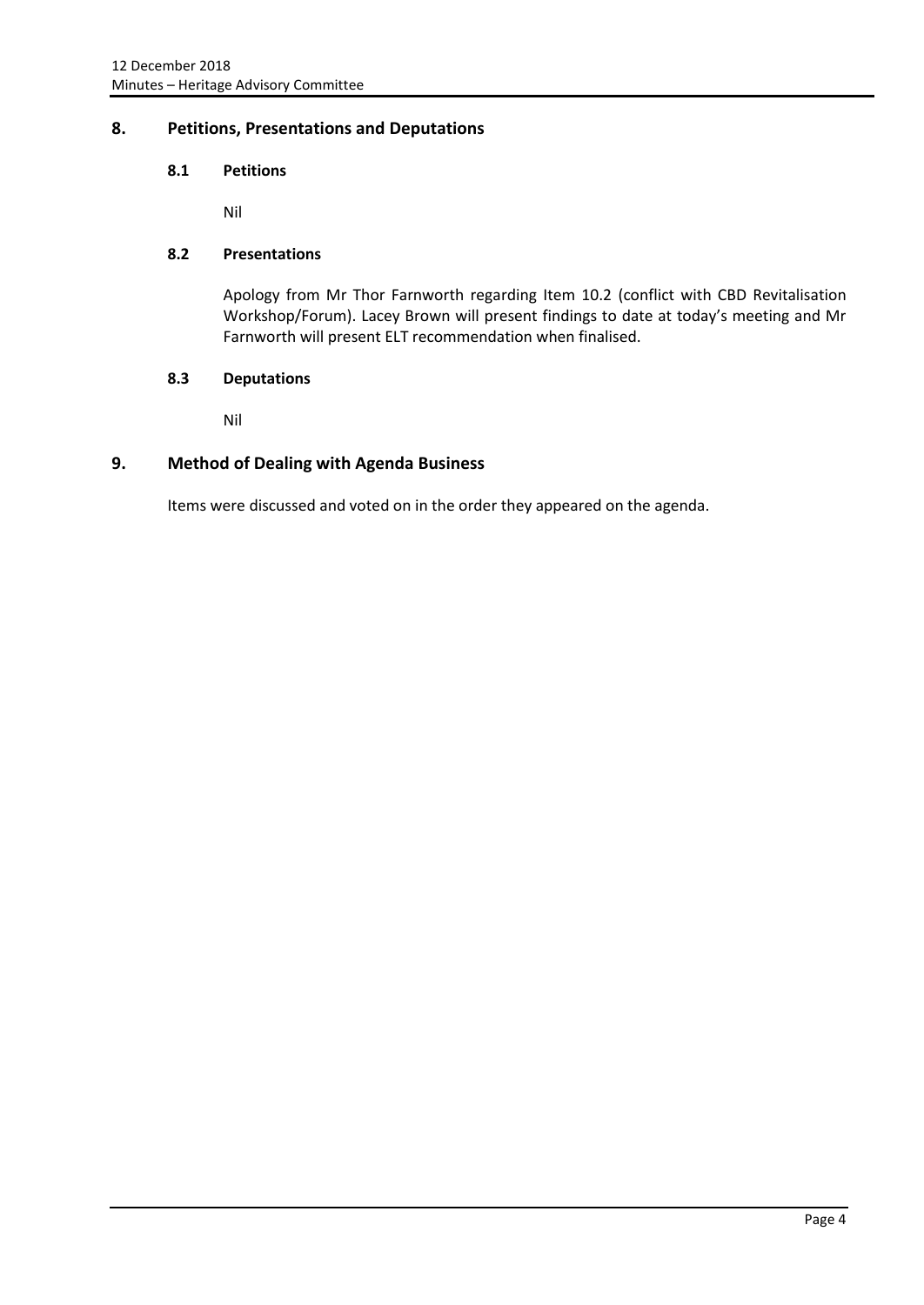## 8. Petitions, Presentations and Deputations

### 8.1 Petitions

Nil

### 8.2 Presentations

Apology from Mr Thor Farnworth regarding Item 10.2 (conflict with CBD Revitalisation Workshop/Forum). Lacey Brown will present findings to date at today's meeting and Mr Farnworth will present ELT recommendation when finalised.

### 8.3 Deputations

Nil

## 9. Method of Dealing with Agenda Business

Items were discussed and voted on in the order they appeared on the agenda.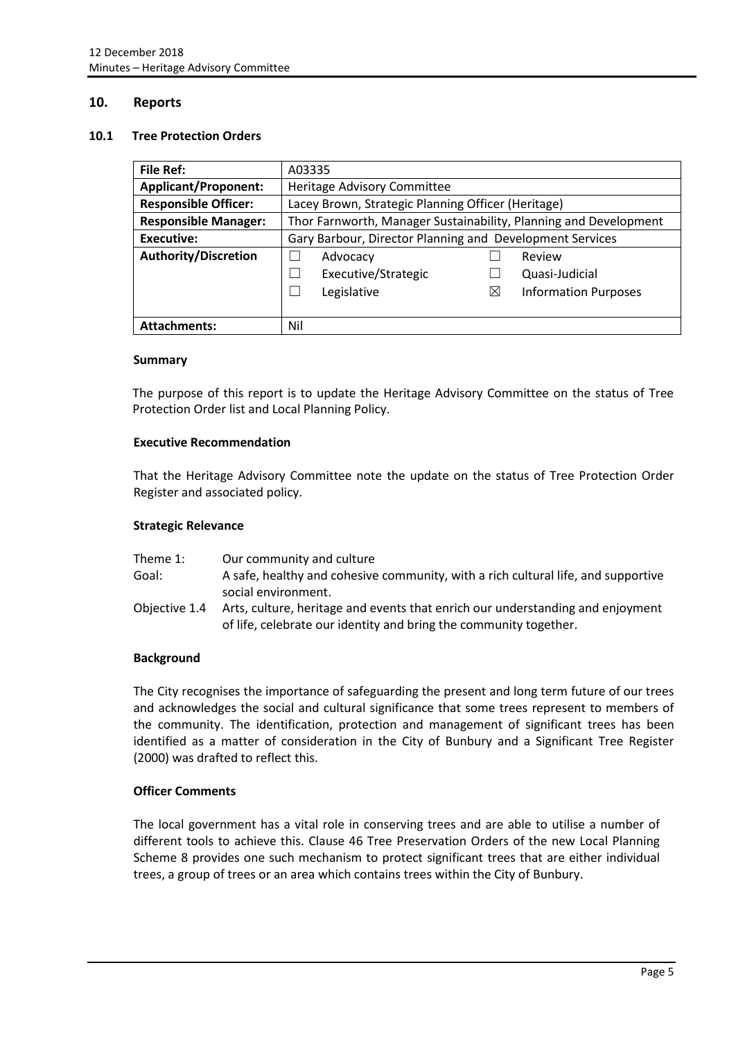## 10. Reports

### 10.1 Tree Protection Orders

| **File Ref:** | A03335 | | | |
|---|---|---|---|---|
| **Applicant/Proponent:** | Heritage Advisory Committee | | | |
| **Responsible Officer:** | Lacey Brown, Strategic Planning Officer (Heritage) | | | |
| **Responsible Manager:** | Thor Farnworth, Manager Sustainability, Planning and Development | | | |
| **Executive:** | Gary Barbour, Director Planning and Development Services | | | |
| **Authority/Discretion** | ☐ | Advocacy | ☐ | Review |
| | ☐ | Executive/Strategic | ☐ | Quasi-Judicial |
| | ☐ | Legislative | ☒ | Information Purposes |
| **Attachments:** | Nil | | | |

#### Summary

The purpose of this report is to update the Heritage Advisory Committee on the status of Tree Protection Order list and Local Planning Policy.

#### Executive Recommendation

That the Heritage Advisory Committee note the update on the status of Tree Protection Order Register and associated policy.

#### Strategic Relevance

| | |
|---|---|
| Theme 1: | Our community and culture |
| Goal: | A safe, healthy and cohesive community, with a rich cultural life, and supportive social environment. |
| Objective 1.4 | Arts, culture, heritage and events that enrich our understanding and enjoyment of life, celebrate our identity and bring the community together. |

#### Background

The City recognises the importance of safeguarding the present and long term future of our trees and acknowledges the social and cultural significance that some trees represent to members of the community. The identification, protection and management of significant trees has been identified as a matter of consideration in the City of Bunbury and a Significant Tree Register (2000) was drafted to reflect this.

#### Officer Comments

The local government has a vital role in conserving trees and are able to utilise a number of different tools to achieve this. Clause 46 Tree Preservation Orders of the new Local Planning Scheme 8 provides one such mechanism to protect significant trees that are either individual trees, a group of trees or an area which contains trees within the City of Bunbury.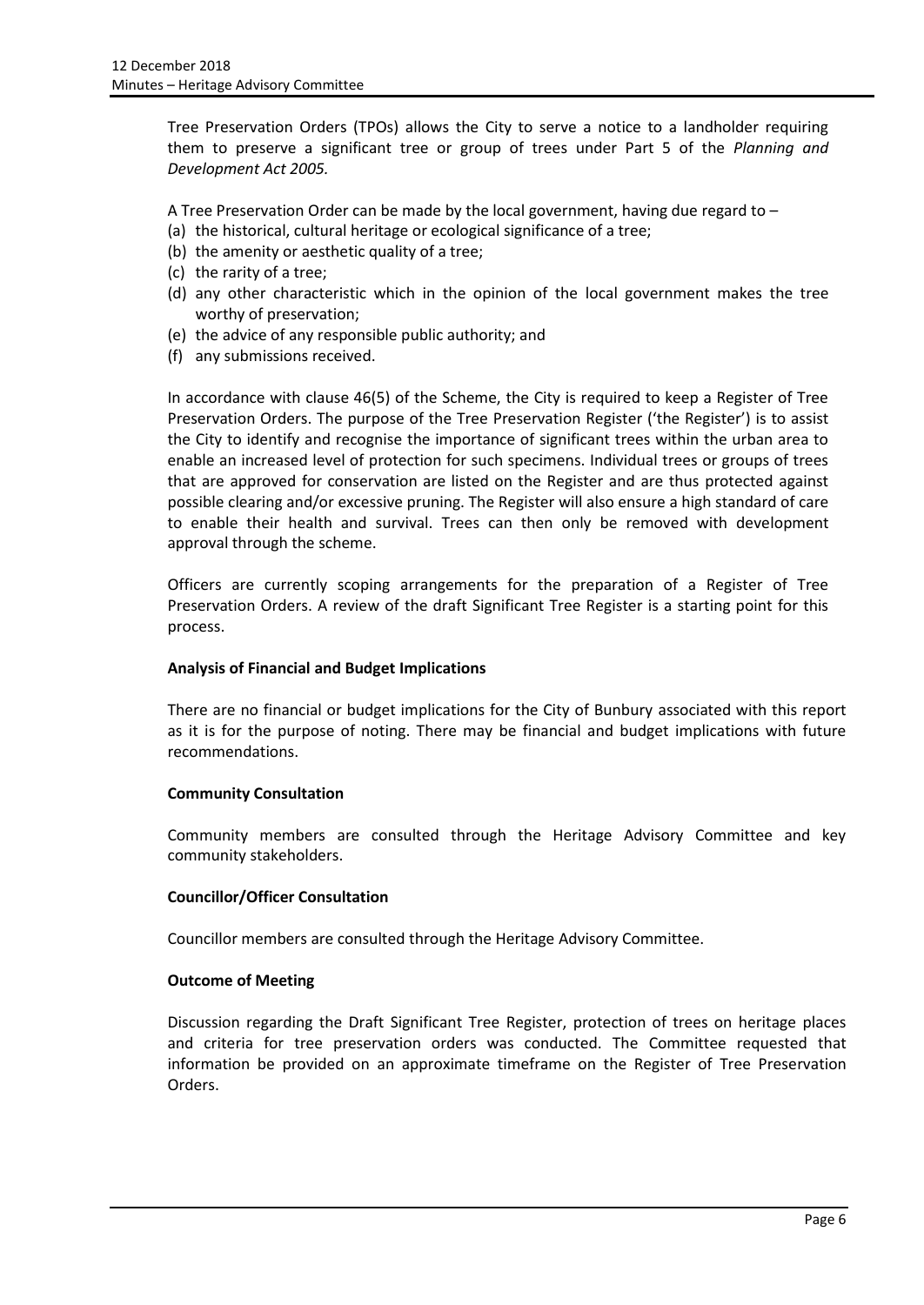Tree Preservation Orders (TPOs) allows the City to serve a notice to a landholder requiring them to preserve a significant tree or group of trees under Part 5 of the *Planning and Development Act 2005.*

A Tree Preservation Order can be made by the local government, having due regard to –

(a) the historical, cultural heritage or ecological significance of a tree;
(b) the amenity or aesthetic quality of a tree;
(c) the rarity of a tree;
(d) any other characteristic which in the opinion of the local government makes the tree worthy of preservation;
(e) the advice of any responsible public authority; and
(f) any submissions received.

In accordance with clause 46(5) of the Scheme, the City is required to keep a Register of Tree Preservation Orders. The purpose of the Tree Preservation Register ('the Register') is to assist the City to identify and recognise the importance of significant trees within the urban area to enable an increased level of protection for such specimens. Individual trees or groups of trees that are approved for conservation are listed on the Register and are thus protected against possible clearing and/or excessive pruning. The Register will also ensure a high standard of care to enable their health and survival. Trees can then only be removed with development approval through the scheme.

Officers are currently scoping arrangements for the preparation of a Register of Tree Preservation Orders. A review of the draft Significant Tree Register is a starting point for this process.

**Analysis of Financial and Budget Implications**

There are no financial or budget implications for the City of Bunbury associated with this report as it is for the purpose of noting. There may be financial and budget implications with future recommendations.

**Community Consultation**

Community members are consulted through the Heritage Advisory Committee and key community stakeholders.

**Councillor/Officer Consultation**

Councillor members are consulted through the Heritage Advisory Committee.

**Outcome of Meeting**

Discussion regarding the Draft Significant Tree Register, protection of trees on heritage places and criteria for tree preservation orders was conducted. The Committee requested that information be provided on an approximate timeframe on the Register of Tree Preservation Orders.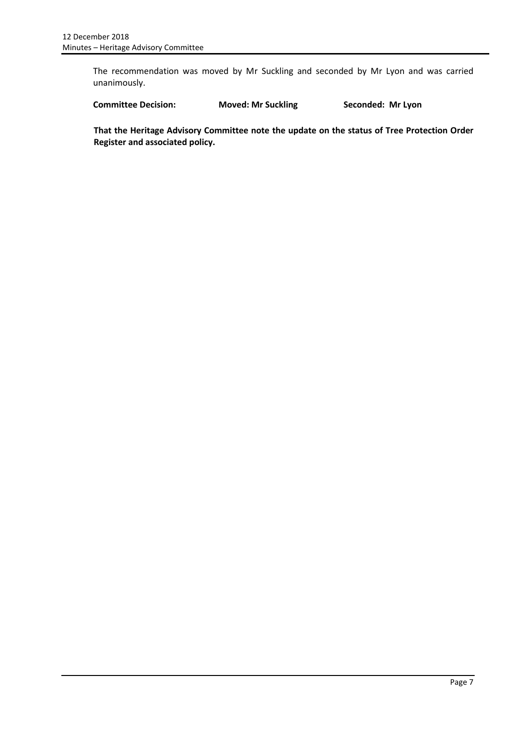The recommendation was moved by Mr Suckling and seconded by Mr Lyon and was carried unanimously.

**Committee Decision:** **Moved: Mr Suckling** **Seconded: Mr Lyon**

**That the Heritage Advisory Committee note the update on the status of Tree Protection Order Register and associated policy.**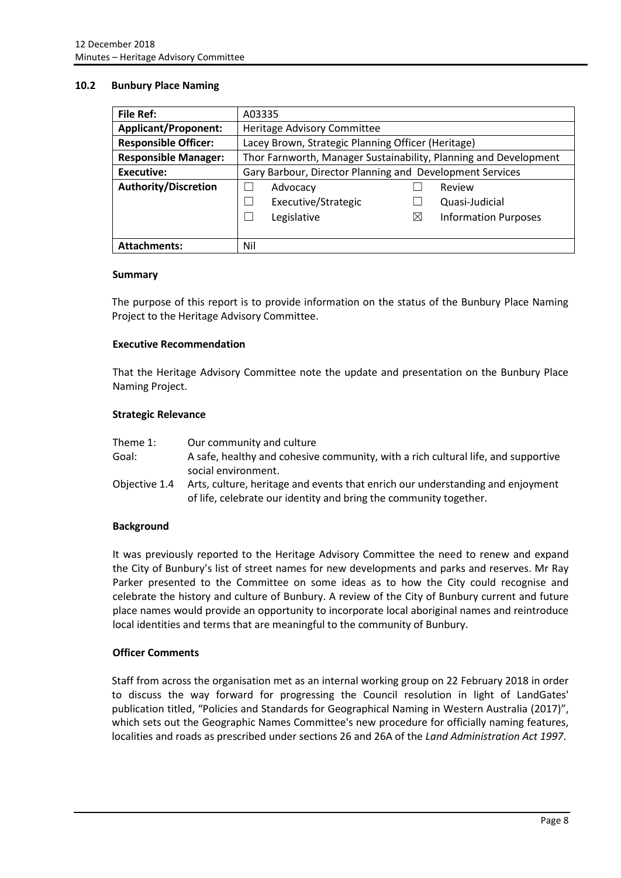## 10.2 Bunbury Place Naming

| File Ref: | A03335 |
|---|---|
| Applicant/Proponent: | Heritage Advisory Committee |
| Responsible Officer: | Lacey Brown, Strategic Planning Officer (Heritage) |
| Responsible Manager: | Thor Farnworth, Manager Sustainability, Planning and Development |
| Executive: | Gary Barbour, Director Planning and Development Services |
| Authority/Discretion | ☐ Advocacy ☐ Review<br>☐ Executive/Strategic ☐ Quasi-Judicial<br>☐ Legislative ☒ Information Purposes |
| Attachments: | Nil |

### Summary

The purpose of this report is to provide information on the status of the Bunbury Place Naming Project to the Heritage Advisory Committee.

### Executive Recommendation

That the Heritage Advisory Committee note the update and presentation on the Bunbury Place Naming Project.

### Strategic Relevance

| | |
|---|---|
| Theme 1: | Our community and culture |
| Goal: | A safe, healthy and cohesive community, with a rich cultural life, and supportive social environment. |
| Objective 1.4 | Arts, culture, heritage and events that enrich our understanding and enjoyment of life, celebrate our identity and bring the community together. |

### Background

It was previously reported to the Heritage Advisory Committee the need to renew and expand the City of Bunbury's list of street names for new developments and parks and reserves. Mr Ray Parker presented to the Committee on some ideas as to how the City could recognise and celebrate the history and culture of Bunbury. A review of the City of Bunbury current and future place names would provide an opportunity to incorporate local aboriginal names and reintroduce local identities and terms that are meaningful to the community of Bunbury.

### Officer Comments

Staff from across the organisation met as an internal working group on 22 February 2018 in order to discuss the way forward for progressing the Council resolution in light of LandGates' publication titled, "Policies and Standards for Geographical Naming in Western Australia (2017)", which sets out the Geographic Names Committee's new procedure for officially naming features, localities and roads as prescribed under sections 26 and 26A of the *Land Administration Act 1997*.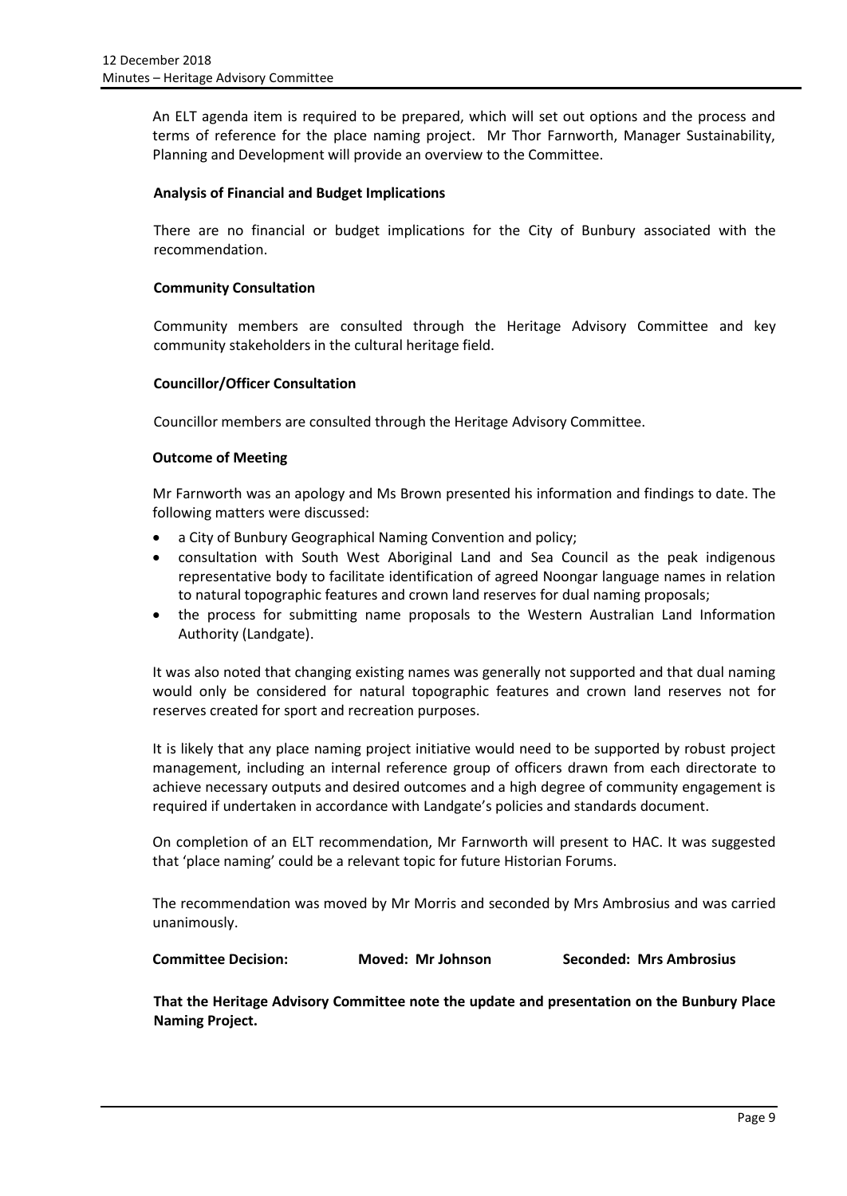An ELT agenda item is required to be prepared, which will set out options and the process and terms of reference for the place naming project. Mr Thor Farnworth, Manager Sustainability, Planning and Development will provide an overview to the Committee.

**Analysis of Financial and Budget Implications**

There are no financial or budget implications for the City of Bunbury associated with the recommendation.

**Community Consultation**

Community members are consulted through the Heritage Advisory Committee and key community stakeholders in the cultural heritage field.

**Councillor/Officer Consultation**

Councillor members are consulted through the Heritage Advisory Committee.

**Outcome of Meeting**

Mr Farnworth was an apology and Ms Brown presented his information and findings to date. The following matters were discussed:

- a City of Bunbury Geographical Naming Convention and policy;
- consultation with South West Aboriginal Land and Sea Council as the peak indigenous representative body to facilitate identification of agreed Noongar language names in relation to natural topographic features and crown land reserves for dual naming proposals;
- the process for submitting name proposals to the Western Australian Land Information Authority (Landgate).

It was also noted that changing existing names was generally not supported and that dual naming would only be considered for natural topographic features and crown land reserves not for reserves created for sport and recreation purposes.

It is likely that any place naming project initiative would need to be supported by robust project management, including an internal reference group of officers drawn from each directorate to achieve necessary outputs and desired outcomes and a high degree of community engagement is required if undertaken in accordance with Landgate's policies and standards document.

On completion of an ELT recommendation, Mr Farnworth will present to HAC. It was suggested that 'place naming' could be a relevant topic for future Historian Forums.

The recommendation was moved by Mr Morris and seconded by Mrs Ambrosius and was carried unanimously.

**Committee Decision:** **Moved: Mr Johnson** **Seconded: Mrs Ambrosius**

**That the Heritage Advisory Committee note the update and presentation on the Bunbury Place Naming Project.**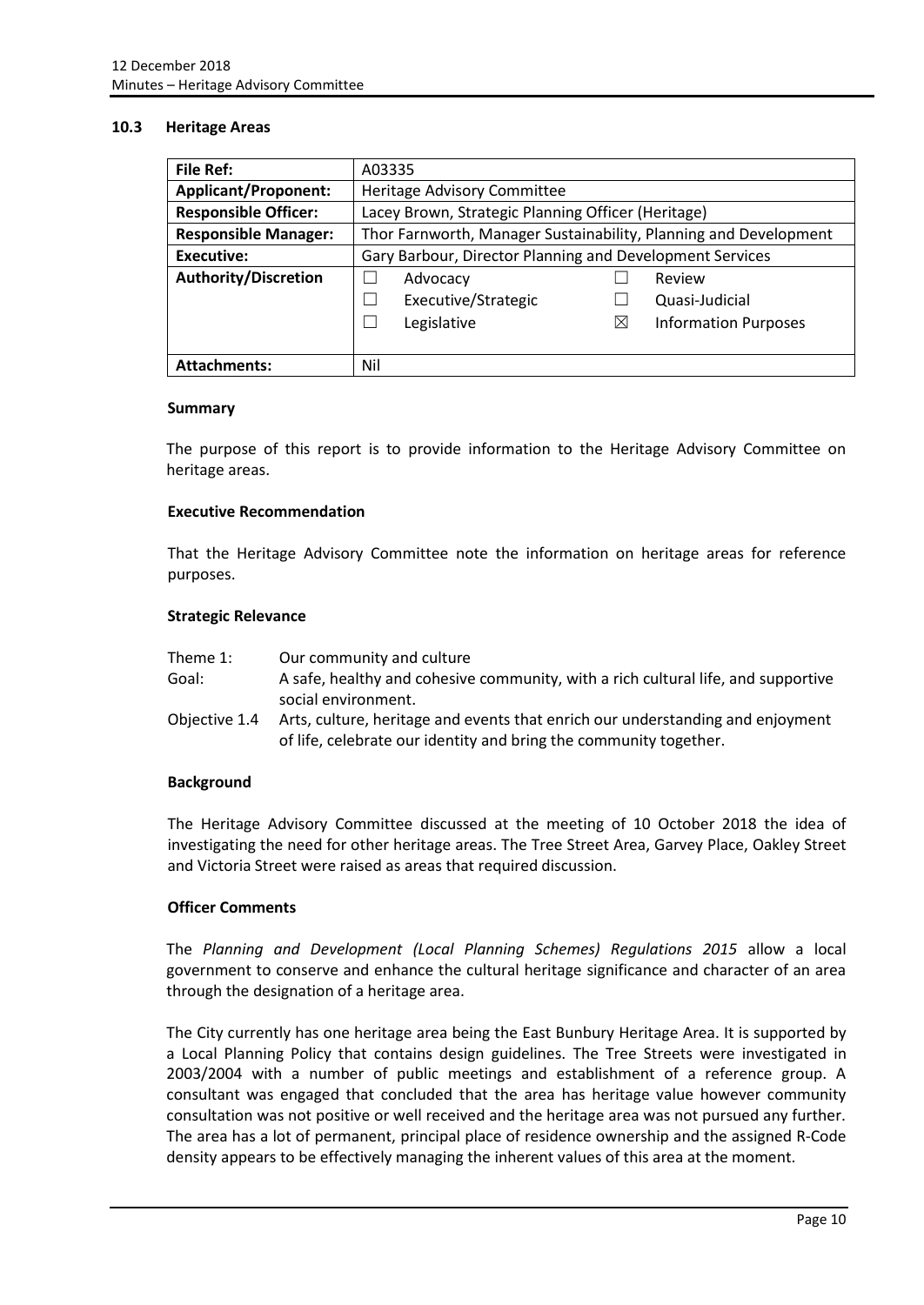### 10.3 Heritage Areas

| | |
|---|---|
| **File Ref:** | A03335 |
| **Applicant/Proponent:** | Heritage Advisory Committee |
| **Responsible Officer:** | Lacey Brown, Strategic Planning Officer (Heritage) |
| **Responsible Manager:** | Thor Farnworth, Manager Sustainability, Planning and Development |
| **Executive:** | Gary Barbour, Director Planning and Development Services |
| **Authority/Discretion** | ☐ Advocacy ☐ Review<br>☐ Executive/Strategic ☐ Quasi-Judicial<br>☐ Legislative ☒ Information Purposes |
| **Attachments:** | Nil |

#### Summary

The purpose of this report is to provide information to the Heritage Advisory Committee on heritage areas.

#### Executive Recommendation

That the Heritage Advisory Committee note the information on heritage areas for reference purposes.

#### Strategic Relevance

| | |
|---|---|
| Theme 1: | Our community and culture |
| Goal: | A safe, healthy and cohesive community, with a rich cultural life, and supportive social environment. |
| Objective 1.4 | Arts, culture, heritage and events that enrich our understanding and enjoyment of life, celebrate our identity and bring the community together. |

#### Background

The Heritage Advisory Committee discussed at the meeting of 10 October 2018 the idea of investigating the need for other heritage areas. The Tree Street Area, Garvey Place, Oakley Street and Victoria Street were raised as areas that required discussion.

#### Officer Comments

The *Planning and Development (Local Planning Schemes) Regulations 2015* allow a local government to conserve and enhance the cultural heritage significance and character of an area through the designation of a heritage area.

The City currently has one heritage area being the East Bunbury Heritage Area. It is supported by a Local Planning Policy that contains design guidelines. The Tree Streets were investigated in 2003/2004 with a number of public meetings and establishment of a reference group. A consultant was engaged that concluded that the area has heritage value however community consultation was not positive or well received and the heritage area was not pursued any further. The area has a lot of permanent, principal place of residence ownership and the assigned R-Code density appears to be effectively managing the inherent values of this area at the moment.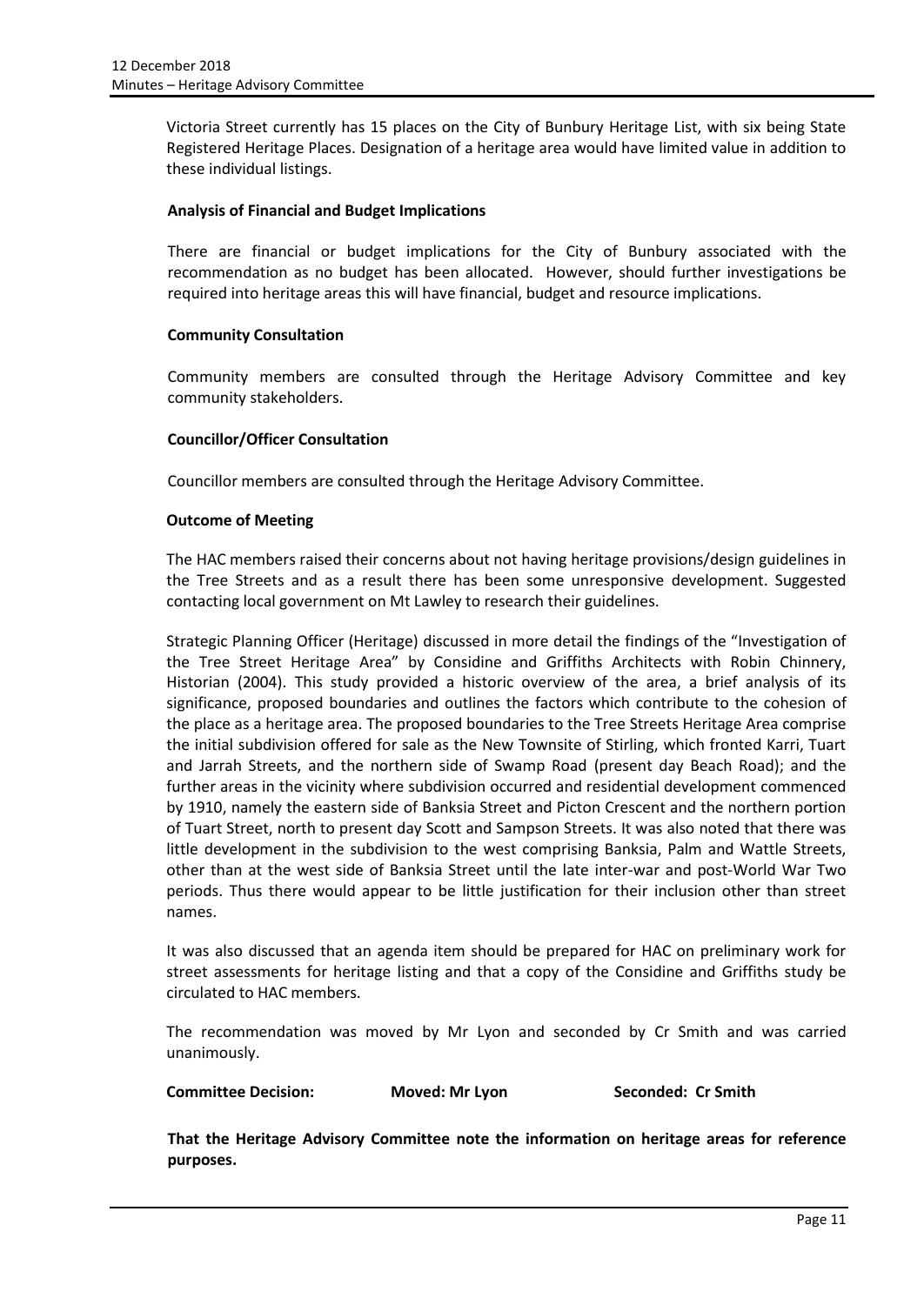Victoria Street currently has 15 places on the City of Bunbury Heritage List, with six being State Registered Heritage Places. Designation of a heritage area would have limited value in addition to these individual listings.

**Analysis of Financial and Budget Implications**

There are financial or budget implications for the City of Bunbury associated with the recommendation as no budget has been allocated. However, should further investigations be required into heritage areas this will have financial, budget and resource implications.

**Community Consultation**

Community members are consulted through the Heritage Advisory Committee and key community stakeholders.

**Councillor/Officer Consultation**

Councillor members are consulted through the Heritage Advisory Committee.

**Outcome of Meeting**

The HAC members raised their concerns about not having heritage provisions/design guidelines in the Tree Streets and as a result there has been some unresponsive development. Suggested contacting local government on Mt Lawley to research their guidelines.

Strategic Planning Officer (Heritage) discussed in more detail the findings of the "Investigation of the Tree Street Heritage Area" by Considine and Griffiths Architects with Robin Chinnery, Historian (2004). This study provided a historic overview of the area, a brief analysis of its significance, proposed boundaries and outlines the factors which contribute to the cohesion of the place as a heritage area. The proposed boundaries to the Tree Streets Heritage Area comprise the initial subdivision offered for sale as the New Townsite of Stirling, which fronted Karri, Tuart and Jarrah Streets, and the northern side of Swamp Road (present day Beach Road); and the further areas in the vicinity where subdivision occurred and residential development commenced by 1910, namely the eastern side of Banksia Street and Picton Crescent and the northern portion of Tuart Street, north to present day Scott and Sampson Streets. It was also noted that there was little development in the subdivision to the west comprising Banksia, Palm and Wattle Streets, other than at the west side of Banksia Street until the late inter-war and post-World War Two periods. Thus there would appear to be little justification for their inclusion other than street names.

It was also discussed that an agenda item should be prepared for HAC on preliminary work for street assessments for heritage listing and that a copy of the Considine and Griffiths study be circulated to HAC members.

The recommendation was moved by Mr Lyon and seconded by Cr Smith and was carried unanimously.

**Committee Decision:** **Moved: Mr Lyon** **Seconded: Cr Smith**

**That the Heritage Advisory Committee note the information on heritage areas for reference purposes.**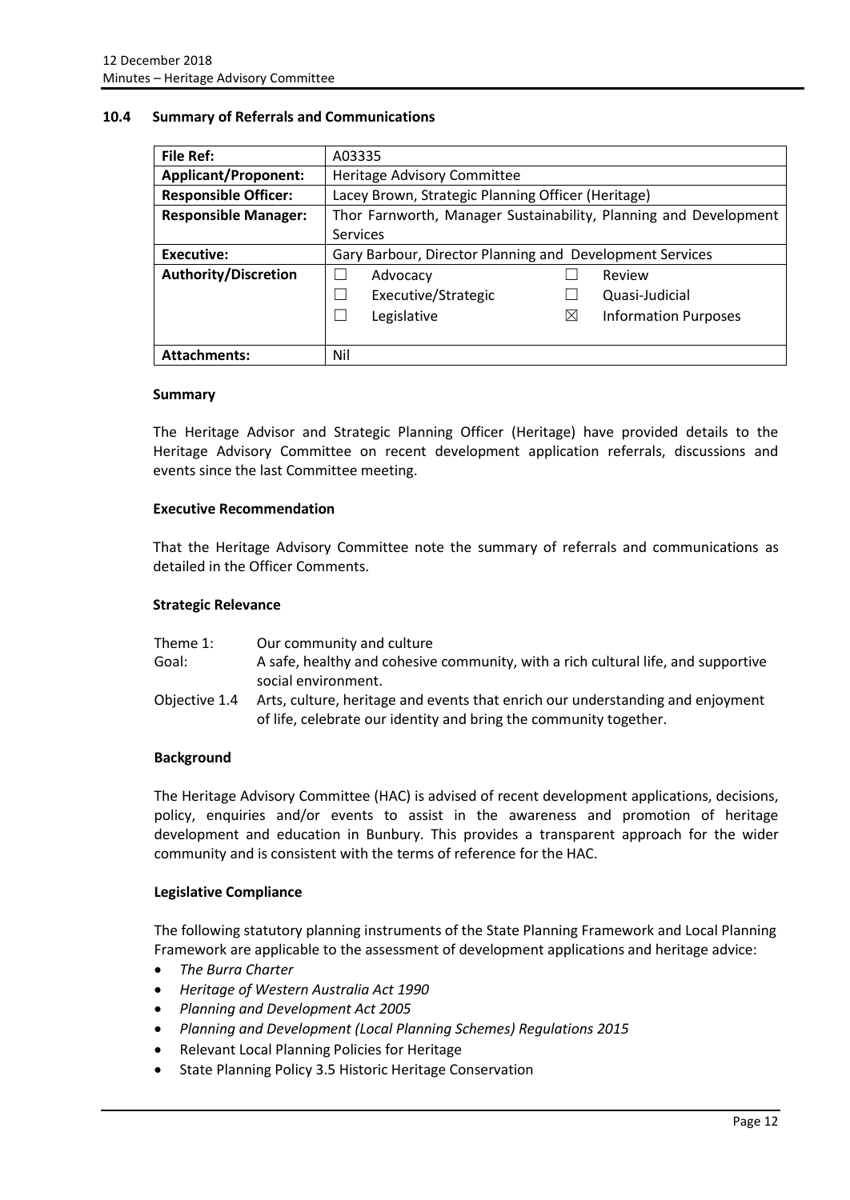## 10.4 Summary of Referrals and Communications

| **File Ref:** | A03335 |
|---|---|
| **Applicant/Proponent:** | Heritage Advisory Committee |
| **Responsible Officer:** | Lacey Brown, Strategic Planning Officer (Heritage) |
| **Responsible Manager:** | Thor Farnworth, Manager Sustainability, Planning and Development Services |
| **Executive:** | Gary Barbour, Director Planning and Development Services |
| **Authority/Discretion** | ☐ Advocacy ☐ Executive/Strategic ☐ Legislative ☐ Review ☐ Quasi-Judicial ☒ Information Purposes |
| **Attachments:** | Nil |

### Summary

The Heritage Advisor and Strategic Planning Officer (Heritage) have provided details to the Heritage Advisory Committee on recent development application referrals, discussions and events since the last Committee meeting.

### Executive Recommendation

That the Heritage Advisory Committee note the summary of referrals and communications as detailed in the Officer Comments.

### Strategic Relevance

| | |
|---|---|
| Theme 1: | Our community and culture |
| Goal: | A safe, healthy and cohesive community, with a rich cultural life, and supportive social environment. |
| Objective 1.4 | Arts, culture, heritage and events that enrich our understanding and enjoyment of life, celebrate our identity and bring the community together. |

### Background

The Heritage Advisory Committee (HAC) is advised of recent development applications, decisions, policy, enquiries and/or events to assist in the awareness and promotion of heritage development and education in Bunbury. This provides a transparent approach for the wider community and is consistent with the terms of reference for the HAC.

### Legislative Compliance

The following statutory planning instruments of the State Planning Framework and Local Planning Framework are applicable to the assessment of development applications and heritage advice:

- *The Burra Charter*
- *Heritage of Western Australia Act 1990*
- *Planning and Development Act 2005*
- *Planning and Development (Local Planning Schemes) Regulations 2015*
- Relevant Local Planning Policies for Heritage
- State Planning Policy 3.5 Historic Heritage Conservation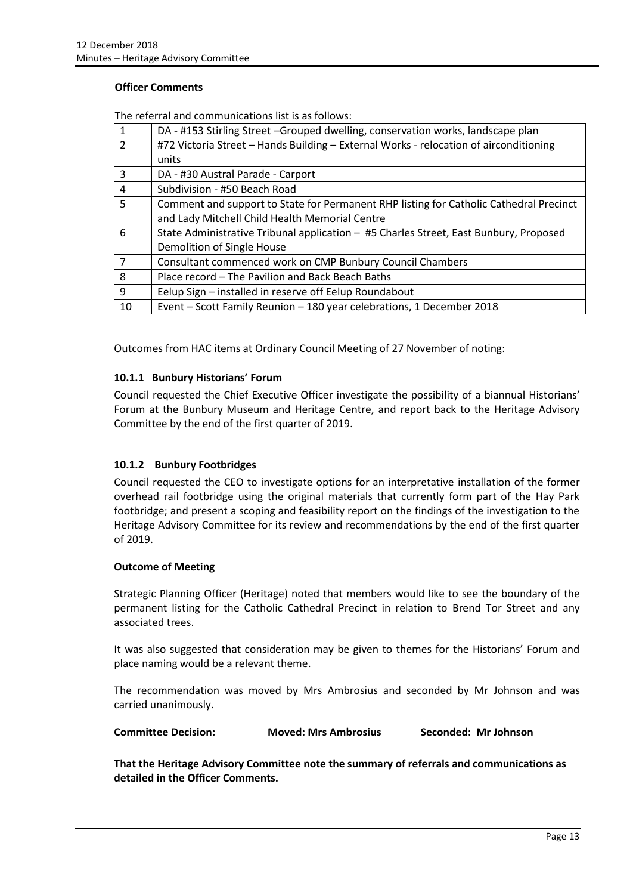### Officer Comments

The referral and communications list is as follows:

| | |
|---|---|
| 1 | DA - #153 Stirling Street –Grouped dwelling, conservation works, landscape plan |
| 2 | #72 Victoria Street – Hands Building – External Works - relocation of airconditioning units |
| 3 | DA - #30 Austral Parade - Carport |
| 4 | Subdivision - #50 Beach Road |
| 5 | Comment and support to State for Permanent RHP listing for Catholic Cathedral Precinct and Lady Mitchell Child Health Memorial Centre |
| 6 | State Administrative Tribunal application – #5 Charles Street, East Bunbury, Proposed Demolition of Single House |
| 7 | Consultant commenced work on CMP Bunbury Council Chambers |
| 8 | Place record – The Pavilion and Back Beach Baths |
| 9 | Eelup Sign – installed in reserve off Eelup Roundabout |
| 10 | Event – Scott Family Reunion – 180 year celebrations, 1 December 2018 |

Outcomes from HAC items at Ordinary Council Meeting of 27 November of noting:

#### 10.1.1 Bunbury Historians' Forum

Council requested the Chief Executive Officer investigate the possibility of a biannual Historians' Forum at the Bunbury Museum and Heritage Centre, and report back to the Heritage Advisory Committee by the end of the first quarter of 2019.

#### 10.1.2 Bunbury Footbridges

Council requested the CEO to investigate options for an interpretative installation of the former overhead rail footbridge using the original materials that currently form part of the Hay Park footbridge; and present a scoping and feasibility report on the findings of the investigation to the Heritage Advisory Committee for its review and recommendations by the end of the first quarter of 2019.

### Outcome of Meeting

Strategic Planning Officer (Heritage) noted that members would like to see the boundary of the permanent listing for the Catholic Cathedral Precinct in relation to Brend Tor Street and any associated trees.

It was also suggested that consideration may be given to themes for the Historians' Forum and place naming would be a relevant theme.

The recommendation was moved by Mrs Ambrosius and seconded by Mr Johnson and was carried unanimously.

**Committee Decision:** **Moved: Mrs Ambrosius** **Seconded: Mr Johnson**

**That the Heritage Advisory Committee note the summary of referrals and communications as detailed in the Officer Comments.**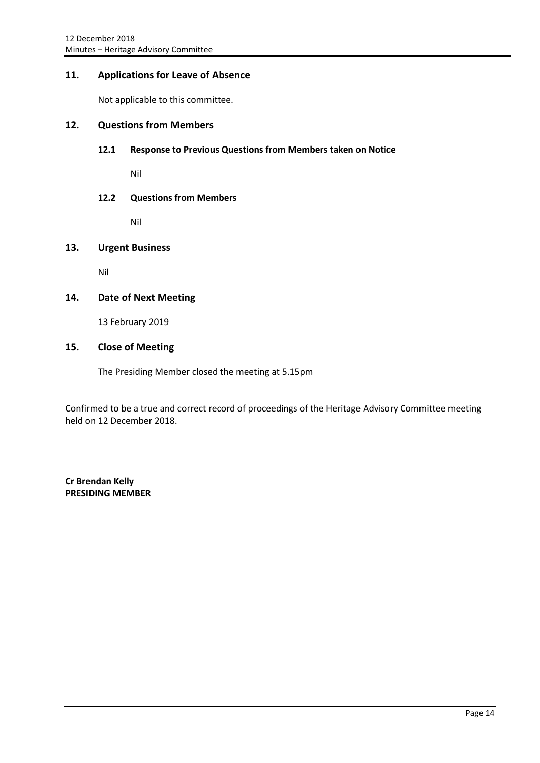## 11. Applications for Leave of Absence

Not applicable to this committee.

## 12. Questions from Members

### 12.1 Response to Previous Questions from Members taken on Notice

Nil

### 12.2 Questions from Members

Nil

## 13. Urgent Business

Nil

## 14. Date of Next Meeting

13 February 2019

## 15. Close of Meeting

The Presiding Member closed the meeting at 5.15pm

Confirmed to be a true and correct record of proceedings of the Heritage Advisory Committee meeting held on 12 December 2018.

**Cr Brendan Kelly**
**PRESIDING MEMBER**